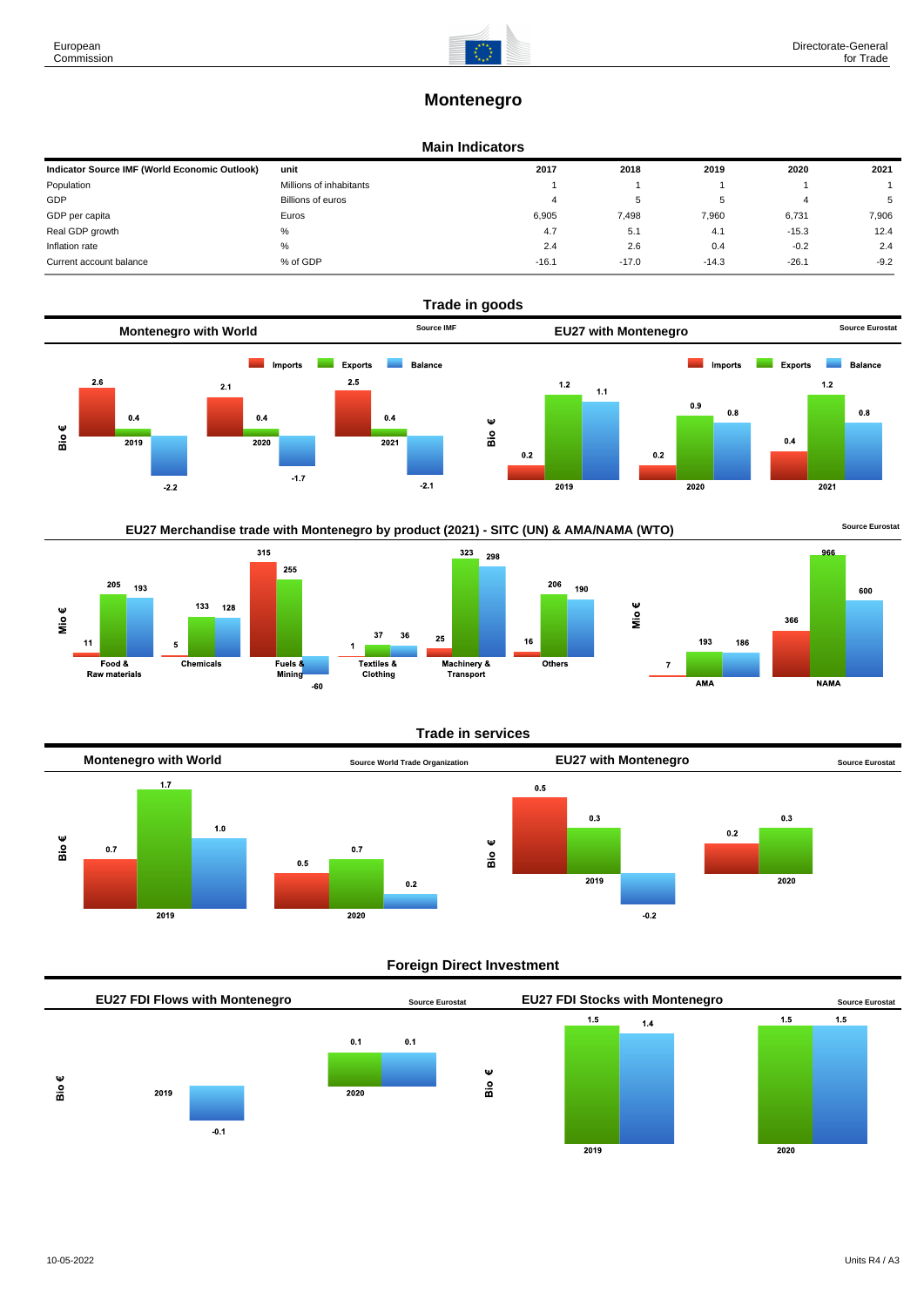# Montenegro

## Main Indicators

| Indicator Source IMF (World Economic Outlook) | unit | 2017 | 2018 | 2019 | 2020 | 2021 |
|---|---|---|---|---|---|---|
| Population | Millions of inhabitants | 1 | 1 | 1 | 1 | 1 |
| GDP | Billions of euros | 4 | 5 | 5 | 4 | 5 |
| GDP per capita | Euros | 6,905 | 7,498 | 7,960 | 6,731 | 7,906 |
| Real GDP growth | % | 4.7 | 5.1 | 4.1 | -15.3 | 12.4 |
| Inflation rate | % | 2.4 | 2.6 | 0.4 | -0.2 | 2.4 |
| Current account balance | % of GDP | -16.1 | -17.0 | -14.3 | -26.1 | -9.2 |

## Trade in goods

### Montenegro with World

Source IMF

Bio €

| | Imports | Exports | Balance |
|---|---|---|---|
| 2019 | 2.6 | 0.4 | -2.2 |
| 2020 | 2.1 | 0.4 | -1.7 |
| 2021 | 2.5 | 0.4 | -2.1 |

### EU27 with Montenegro

Source Eurostat

Bio €

| | Imports | Exports | Balance |
|---|---|---|---|
| 2019 | 0.2 | 1.2 | 1.1 |
| 2020 | 0.2 | 0.9 | 0.8 |
| 2021 | 0.4 | 1.2 | 0.8 |

### EU27 Merchandise trade with Montenegro by product (2021) - SITC (UN) & AMA/NAMA (WTO)

Source Eurostat

Mio €

| | Imports | Exports | Balance |
|---|---|---|---|
| Food & Raw materials | 11 | 205 | 193 |
| Chemicals | 5 | 133 | 128 |
| Fuels & Mining | 315 | 255 | -60 |
| Textiles & Clothing | 1 | 37 | 36 |
| Machinery & Transport | 25 | 323 | 298 |
| Others | 16 | 206 | 190 |

Mio €

| | Imports | Exports | Balance |
|---|---|---|---|
| AMA | 7 | 193 | 186 |
| NAMA | 366 | 966 | 600 |

## Trade in services

### Montenegro with World

Source World Trade Organization

Bio €

| | Imports | Exports | Balance |
|---|---|---|---|
| 2019 | 0.7 | 1.7 | 1.0 |
| 2020 | 0.5 | 0.7 | 0.2 |

### EU27 with Montenegro

Source Eurostat

Bio €

| | Imports | Exports | Balance |
|---|---|---|---|
| 2019 | 0.5 | 0.3 | -0.2 |
| 2020 | 0.2 | 0.3 | |

## Foreign Direct Investment

### EU27 FDI Flows with Montenegro

Source Eurostat

Bio €

| | Outward | Inward |
|---|---|---|
| 2019 | | -0.1 |
| 2020 | 0.1 | 0.1 |

### EU27 FDI Stocks with Montenegro

Source Eurostat

Bio €

| | Outward | Inward |
|---|---|---|
| 2019 | 1.5 | 1.4 |
| 2020 | 1.5 | 1.5 |

10-05-2022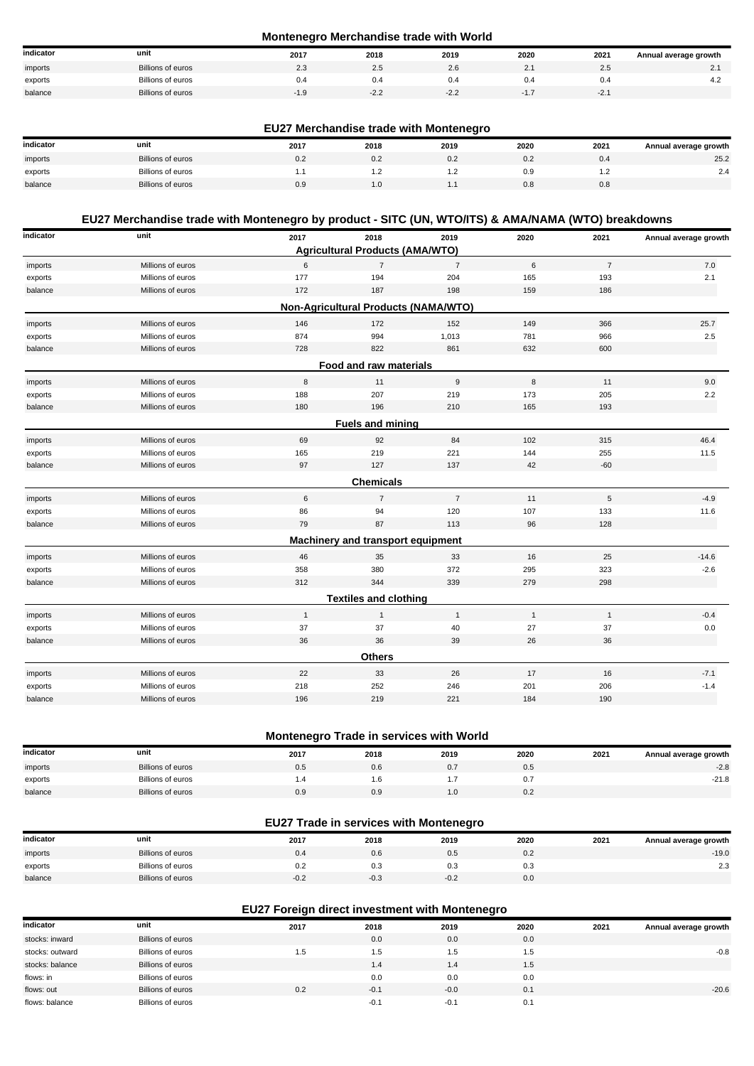## Montenegro Merchandise trade with World

| indicator | unit | 2017 | 2018 | 2019 | 2020 | 2021 | Annual average growth |
|---|---|---|---|---|---|---|---|
| imports | Billions of euros | 2.3 | 2.5 | 2.6 | 2.1 | 2.5 | 2.1 |
| exports | Billions of euros | 0.4 | 0.4 | 0.4 | 0.4 | 0.4 | 4.2 |
| balance | Billions of euros | -1.9 | -2.2 | -2.2 | -1.7 | -2.1 | |

## EU27 Merchandise trade with Montenegro

| indicator | unit | 2017 | 2018 | 2019 | 2020 | 2021 | Annual average growth |
|---|---|---|---|---|---|---|---|
| imports | Billions of euros | 0.2 | 0.2 | 0.2 | 0.2 | 0.4 | 25.2 |
| exports | Billions of euros | 1.1 | 1.2 | 1.2 | 0.9 | 1.2 | 2.4 |
| balance | Billions of euros | 0.9 | 1.0 | 1.1 | 0.8 | 0.8 | |

## EU27 Merchandise trade with Montenegro by product - SITC (UN, WTO/ITS) & AMA/NAMA (WTO) breakdowns

| indicator | unit | 2017 | 2018 | 2019 | 2020 | 2021 | Annual average growth |
|---|---|---|---|---|---|---|---|
| **Agricultural Products (AMA/WTO)** | | | | | | | |
| imports | Millions of euros | 6 | 7 | 7 | 6 | 7 | 7.0 |
| exports | Millions of euros | 177 | 194 | 204 | 165 | 193 | 2.1 |
| balance | Millions of euros | 172 | 187 | 198 | 159 | 186 | |
| **Non-Agricultural Products (NAMA/WTO)** | | | | | | | |
| imports | Millions of euros | 146 | 172 | 152 | 149 | 366 | 25.7 |
| exports | Millions of euros | 874 | 994 | 1,013 | 781 | 966 | 2.5 |
| balance | Millions of euros | 728 | 822 | 861 | 632 | 600 | |
| **Food and raw materials** | | | | | | | |
| imports | Millions of euros | 8 | 11 | 9 | 8 | 11 | 9.0 |
| exports | Millions of euros | 188 | 207 | 219 | 173 | 205 | 2.2 |
| balance | Millions of euros | 180 | 196 | 210 | 165 | 193 | |
| **Fuels and mining** | | | | | | | |
| imports | Millions of euros | 69 | 92 | 84 | 102 | 315 | 46.4 |
| exports | Millions of euros | 165 | 219 | 221 | 144 | 255 | 11.5 |
| balance | Millions of euros | 97 | 127 | 137 | 42 | -60 | |
| **Chemicals** | | | | | | | |
| imports | Millions of euros | 6 | 7 | 7 | 11 | 5 | -4.9 |
| exports | Millions of euros | 86 | 94 | 120 | 107 | 133 | 11.6 |
| balance | Millions of euros | 79 | 87 | 113 | 96 | 128 | |
| **Machinery and transport equipment** | | | | | | | |
| imports | Millions of euros | 46 | 35 | 33 | 16 | 25 | -14.6 |
| exports | Millions of euros | 358 | 380 | 372 | 295 | 323 | -2.6 |
| balance | Millions of euros | 312 | 344 | 339 | 279 | 298 | |
| **Textiles and clothing** | | | | | | | |
| imports | Millions of euros | 1 | 1 | 1 | 1 | 1 | -0.4 |
| exports | Millions of euros | 37 | 37 | 40 | 27 | 37 | 0.0 |
| balance | Millions of euros | 36 | 36 | 39 | 26 | 36 | |
| **Others** | | | | | | | |
| imports | Millions of euros | 22 | 33 | 26 | 17 | 16 | -7.1 |
| exports | Millions of euros | 218 | 252 | 246 | 201 | 206 | -1.4 |
| balance | Millions of euros | 196 | 219 | 221 | 184 | 190 | |

## Montenegro Trade in services with World

| indicator | unit | 2017 | 2018 | 2019 | 2020 | 2021 | Annual average growth |
|---|---|---|---|---|---|---|---|
| imports | Billions of euros | 0.5 | 0.6 | 0.7 | 0.5 | | -2.8 |
| exports | Billions of euros | 1.4 | 1.6 | 1.7 | 0.7 | | -21.8 |
| balance | Billions of euros | 0.9 | 0.9 | 1.0 | 0.2 | | |

## EU27 Trade in services with Montenegro

| indicator | unit | 2017 | 2018 | 2019 | 2020 | 2021 | Annual average growth |
|---|---|---|---|---|---|---|---|
| imports | Billions of euros | 0.4 | 0.6 | 0.5 | 0.2 | | -19.0 |
| exports | Billions of euros | 0.2 | 0.3 | 0.3 | 0.3 | | 2.3 |
| balance | Billions of euros | -0.2 | -0.3 | -0.2 | 0.0 | | |

## EU27 Foreign direct investment with Montenegro

| indicator | unit | 2017 | 2018 | 2019 | 2020 | 2021 | Annual average growth |
|---|---|---|---|---|---|---|---|
| stocks: inward | Billions of euros | | 0.0 | 0.0 | 0.0 | | |
| stocks: outward | Billions of euros | 1.5 | 1.5 | 1.5 | 1.5 | | -0.8 |
| stocks: balance | Billions of euros | | 1.4 | 1.4 | 1.5 | | |
| flows: in | Billions of euros | | 0.0 | 0.0 | 0.0 | | |
| flows: out | Billions of euros | 0.2 | -0.1 | -0.0 | 0.1 | | -20.6 |
| flows: balance | Billions of euros | | -0.1 | -0.1 | 0.1 | | |